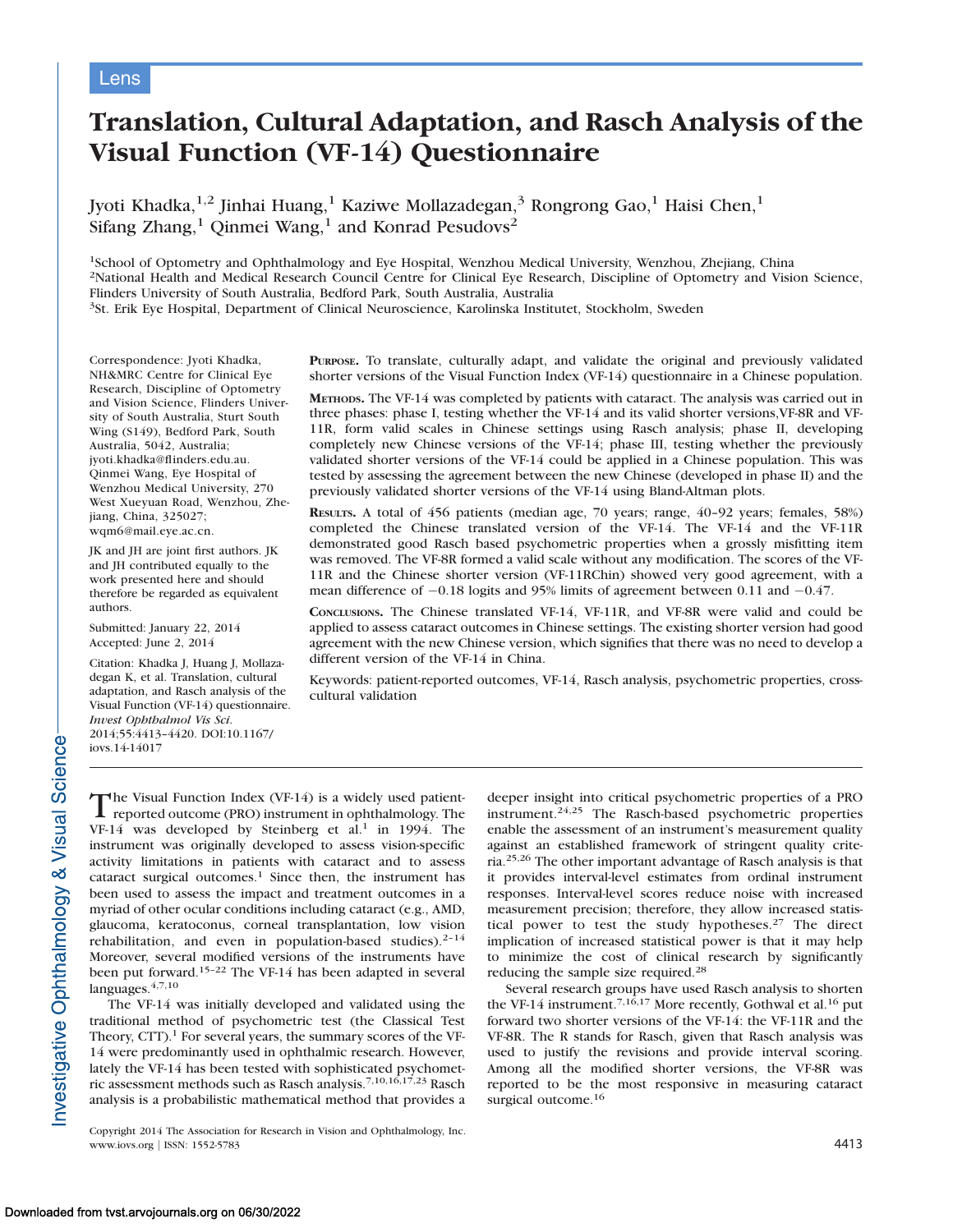Lens

# Translation, Cultural Adaptation, and Rasch Analysis of the Visual Function (VF-14) Questionnaire

Jyoti Khadka,[1,2] Jinhai Huang,[1] Kaziwe Mollazadegan,[3] Rongrong Gao,[1] Haisi Chen,[1] Sifang Zhang,[1] Qinmei Wang,[1] and Konrad Pesudovs[2]

[1]School of Optometry and Ophthalmology and Eye Hospital, Wenzhou Medical University, Wenzhou, Zhejiang, China
[2]National Health and Medical Research Council Centre for Clinical Eye Research, Discipline of Optometry and Vision Science, Flinders University of South Australia, Bedford Park, South Australia, Australia
[3]St. Erik Eye Hospital, Department of Clinical Neuroscience, Karolinska Institutet, Stockholm, Sweden

Correspondence: Jyoti Khadka, NH&MRC Centre for Clinical Eye Research, Discipline of Optometry and Vision Science, Flinders University of South Australia, Sturt South Wing (S149), Bedford Park, South Australia, 5042, Australia; jyoti.khadka@flinders.edu.au.
Qinmei Wang, Eye Hospital of Wenzhou Medical University, 270 West Xueyuan Road, Wenzhou, Zhejiang, China, 325027; wqm6@mail.eye.ac.cn.

JK and JH are joint first authors. JK and JH contributed equally to the work presented here and should therefore be regarded as equivalent authors.

Submitted: January 22, 2014
Accepted: June 2, 2014

Citation: Khadka J, Huang J, Mollazadegan K, et al. Translation, cultural adaptation, and Rasch analysis of the Visual Function (VF-14) questionnaire. *Invest Ophthalmol Vis Sci.* 2014;55:4413–4420. DOI:10.1167/iovs.14-14017

**Purpose.** To translate, culturally adapt, and validate the original and previously validated shorter versions of the Visual Function Index (VF-14) questionnaire in a Chinese population.

**Methods.** The VF-14 was completed by patients with cataract. The analysis was carried out in three phases: phase I, testing whether the VF-14 and its valid shorter versions,VF-8R and VF-11R, form valid scales in Chinese settings using Rasch analysis; phase II, developing completely new Chinese versions of the VF-14; phase III, testing whether the previously validated shorter versions of the VF-14 could be applied in a Chinese population. This was tested by assessing the agreement between the new Chinese (developed in phase II) and the previously validated shorter versions of the VF-14 using Bland-Altman plots.

**Results.** A total of 456 patients (median age, 70 years; range, 40–92 years; females, 58%) completed the Chinese translated version of the VF-14. The VF-14 and the VF-11R demonstrated good Rasch based psychometric properties when a grossly misfitting item was removed. The VF-8R formed a valid scale without any modification. The scores of the VF-11R and the Chinese shorter version (VF-11RChin) showed very good agreement, with a mean difference of −0.18 logits and 95% limits of agreement between 0.11 and −0.47.

**Conclusions.** The Chinese translated VF-14, VF-11R, and VF-8R were valid and could be applied to assess cataract outcomes in Chinese settings. The existing shorter version had good agreement with the new Chinese version, which signifies that there was no need to develop a different version of the VF-14 in China.

Keywords: patient-reported outcomes, VF-14, Rasch analysis, psychometric properties, cross-cultural validation

The Visual Function Index (VF-14) is a widely used patient-reported outcome (PRO) instrument in ophthalmology. The VF-14 was developed by Steinberg et al.[1] in 1994. The instrument was originally developed to assess vision-specific activity limitations in patients with cataract and to assess cataract surgical outcomes.[1] Since then, the instrument has been used to assess the impact and treatment outcomes in a myriad of other ocular conditions including cataract (e.g., AMD, glaucoma, keratoconus, corneal transplantation, low vision rehabilitation, and even in population-based studies).[2–14] Moreover, several modified versions of the instruments have been put forward.[15–22] The VF-14 has been adapted in several languages.[4,7,10]

The VF-14 was initially developed and validated using the traditional method of psychometric test (the Classical Test Theory, CTT).[1] For several years, the summary scores of the VF-14 were predominantly used in ophthalmic research. However, lately the VF-14 has been tested with sophisticated psychometric assessment methods such as Rasch analysis.[7,10,16,17,23] Rasch analysis is a probabilistic mathematical method that provides a deeper insight into critical psychometric properties of a PRO instrument.[24,25] The Rasch-based psychometric properties enable the assessment of an instrument's measurement quality against an established framework of stringent quality criteria.[25,26] The other important advantage of Rasch analysis is that it provides interval-level estimates from ordinal instrument responses. Interval-level scores reduce noise with increased measurement precision; therefore, they allow increased statistical power to test the study hypotheses.[27] The direct implication of increased statistical power is that it may help to minimize the cost of clinical research by significantly reducing the sample size required.[28]

Several research groups have used Rasch analysis to shorten the VF-14 instrument.[7,16,17] More recently, Gothwal et al.[16] put forward two shorter versions of the VF-14: the VF-11R and the VF-8R. The R stands for Rasch, given that Rasch analysis was used to justify the revisions and provide interval scoring. Among all the modified shorter versions, the VF-8R was reported to be the most responsive in measuring cataract surgical outcome.[16]

Copyright 2014 The Association for Research in Vision and Ophthalmology, Inc.
www.iovs.org | ISSN: 1552-5783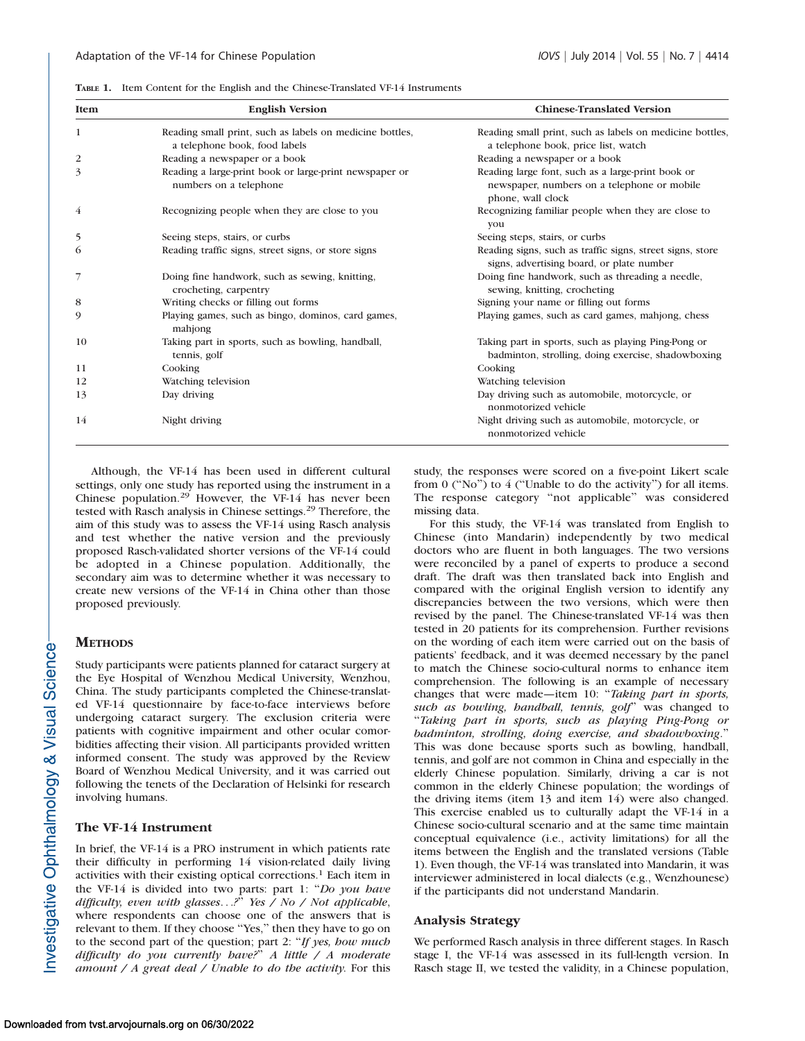**TABLE 1.** Item Content for the English and the Chinese-Translated VF-14 Instruments

| Item | English Version | Chinese-Translated Version |
|---|---|---|
| 1 | Reading small print, such as labels on medicine bottles, a telephone book, food labels | Reading small print, such as labels on medicine bottles, a telephone book, price list, watch |
| 2 | Reading a newspaper or a book | Reading a newspaper or a book |
| 3 | Reading a large-print book or large-print newspaper or numbers on a telephone | Reading large font, such as a large-print book or newspaper, numbers on a telephone or mobile phone, wall clock |
| 4 | Recognizing people when they are close to you | Recognizing familiar people when they are close to you |
| 5 | Seeing steps, stairs, or curbs | Seeing steps, stairs, or curbs |
| 6 | Reading traffic signs, street signs, or store signs | Reading signs, such as traffic signs, street signs, store signs, advertising board, or plate number |
| 7 | Doing fine handwork, such as sewing, knitting, crocheting, carpentry | Doing fine handwork, such as threading a needle, sewing, knitting, crocheting |
| 8 | Writing checks or filling out forms | Signing your name or filling out forms |
| 9 | Playing games, such as bingo, dominos, card games, mahjong | Playing games, such as card games, mahjong, chess |
| 10 | Taking part in sports, such as bowling, handball, tennis, golf | Taking part in sports, such as playing Ping-Pong or badminton, strolling, doing exercise, shadowboxing |
| 11 | Cooking | Cooking |
| 12 | Watching television | Watching television |
| 13 | Day driving | Day driving such as automobile, motorcycle, or nonmotorized vehicle |
| 14 | Night driving | Night driving such as automobile, motorcycle, or nonmotorized vehicle |

Although, the VF-14 has been used in different cultural settings, only one study has reported using the instrument in a Chinese population.[29] However, the VF-14 has never been tested with Rasch analysis in Chinese settings.[29] Therefore, the aim of this study was to assess the VF-14 using Rasch analysis and test whether the native version and the previously proposed Rasch-validated shorter versions of the VF-14 could be adopted in a Chinese population. Additionally, the secondary aim was to determine whether it was necessary to create new versions of the VF-14 in China other than those proposed previously.

## METHODS

Study participants were patients planned for cataract surgery at the Eye Hospital of Wenzhou Medical University, Wenzhou, China. The study participants completed the Chinese-translated VF-14 questionnaire by face-to-face interviews before undergoing cataract surgery. The exclusion criteria were patients with cognitive impairment and other ocular comorbidities affecting their vision. All participants provided written informed consent. The study was approved by the Review Board of Wenzhou Medical University, and it was carried out following the tenets of the Declaration of Helsinki for research involving humans.

### The VF-14 Instrument

In brief, the VF-14 is a PRO instrument in which patients rate their difficulty in performing 14 vision-related daily living activities with their existing optical corrections.[1] Each item in the VF-14 is divided into two parts: part 1: "*Do you have difficulty, even with glasses...?*" *Yes / No / Not applicable*, where respondents can choose one of the answers that is relevant to them. If they choose "Yes," then they have to go on to the second part of the question; part 2: "*If yes, how much difficulty do you currently have?*" *A little / A moderate amount / A great deal / Unable to do the activity*. For this study, the responses were scored on a five-point Likert scale from 0 ("No") to 4 ("Unable to do the activity") for all items. The response category "not applicable" was considered missing data.

For this study, the VF-14 was translated from English to Chinese (into Mandarin) independently by two medical doctors who are fluent in both languages. The two versions were reconciled by a panel of experts to produce a second draft. The draft was then translated back into English and compared with the original English version to identify any discrepancies between the two versions, which were then revised by the panel. The Chinese-translated VF-14 was then tested in 20 patients for its comprehension. Further revisions on the wording of each item were carried out on the basis of patients' feedback, and it was deemed necessary by the panel to match the Chinese socio-cultural norms to enhance item comprehension. The following is an example of necessary changes that were made—item 10: "*Taking part in sports, such as bowling, handball, tennis, golf*" was changed to "*Taking part in sports, such as playing Ping-Pong or badminton, strolling, doing exercise, and shadowboxing*." This was done because sports such as bowling, handball, tennis, and golf are not common in China and especially in the elderly Chinese population. Similarly, driving a car is not common in the elderly Chinese population; the wordings of the driving items (item 13 and item 14) were also changed. This exercise enabled us to culturally adapt the VF-14 in a Chinese socio-cultural scenario and at the same time maintain conceptual equivalence (i.e., activity limitations) for all the items between the English and the translated versions (Table 1). Even though, the VF-14 was translated into Mandarin, it was interviewer administered in local dialects (e.g., Wenzhounese) if the participants did not understand Mandarin.

### Analysis Strategy

We performed Rasch analysis in three different stages. In Rasch stage I, the VF-14 was assessed in its full-length version. In Rasch stage II, we tested the validity, in a Chinese population,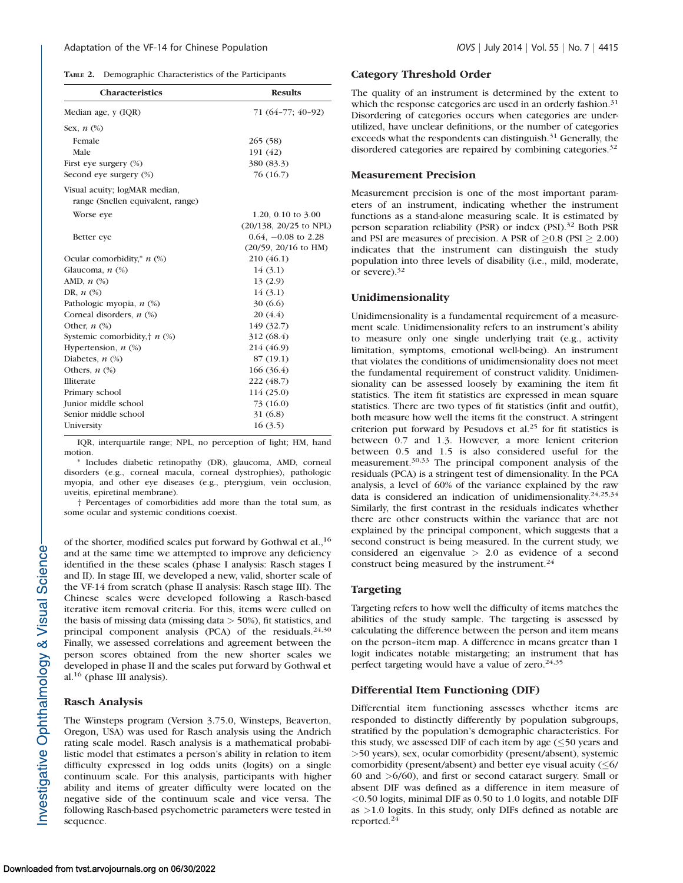**Table 2.** Demographic Characteristics of the Participants

| Characteristics | Results |
|---|---|
| Median age, y (IQR) | 71 (64–77; 40–92) |
| Sex, *n* (%) | |
| Female | 265 (58) |
| Male | 191 (42) |
| First eye surgery (%) | 380 (83.3) |
| Second eye surgery (%) | 76 (16.7) |
| Visual acuity; logMAR median, range (Snellen equivalent, range) | |
| Worse eye | 1.20, 0.10 to 3.00 (20/138, 20/25 to NPL) |
| Better eye | 0.64, −0.08 to 2.28 (20/59, 20/16 to HM) |
| Ocular comorbidity,* *n* (%) | 210 (46.1) |
| Glaucoma, *n* (%) | 14 (3.1) |
| AMD, *n* (%) | 13 (2.9) |
| DR, *n* (%) | 14 (3.1) |
| Pathologic myopia, *n* (%) | 30 (6.6) |
| Corneal disorders, *n* (%) | 20 (4.4) |
| Other, *n* (%) | 149 (32.7) |
| Systemic comorbidity,† *n* (%) | 312 (68.4) |
| Hypertension, *n* (%) | 214 (46.9) |
| Diabetes, *n* (%) | 87 (19.1) |
| Others, *n* (%) | 166 (36.4) |
| Illiterate | 222 (48.7) |
| Primary school | 114 (25.0) |
| Junior middle school | 73 (16.0) |
| Senior middle school | 31 (6.8) |
| University | 16 (3.5) |

IQR, interquartile range; NPL, no perception of light; HM, hand motion.

\* Includes diabetic retinopathy (DR), glaucoma, AMD, corneal disorders (e.g., corneal macula, corneal dystrophies), pathologic myopia, and other eye diseases (e.g., pterygium, vein occlusion, uveitis, epiretinal membrane).

† Percentages of comorbidities add more than the total sum, as some ocular and systemic conditions coexist.

of the shorter, modified scales put forward by Gothwal et al.,[16] and at the same time we attempted to improve any deficiency identified in the these scales (phase I analysis: Rasch stages I and II). In stage III, we developed a new, valid, shorter scale of the VF-14 from scratch (phase II analysis: Rasch stage III). The Chinese scales were developed following a Rasch-based iterative item removal criteria. For this, items were culled on the basis of missing data (missing data > 50%), fit statistics, and principal component analysis (PCA) of the residuals.[24,30] Finally, we assessed correlations and agreement between the person scores obtained from the new shorter scales we developed in phase II and the scales put forward by Gothwal et al.[16] (phase III analysis).

## Rasch Analysis

The Winsteps program (Version 3.75.0, Winsteps, Beaverton, Oregon, USA) was used for Rasch analysis using the Andrich rating scale model. Rasch analysis is a mathematical probabilistic model that estimates a person's ability in relation to item difficulty expressed in log odds units (logits) on a single continuum scale. For this analysis, participants with higher ability and items of greater difficulty were located on the negative side of the continuum scale and vice versa. The following Rasch-based psychometric parameters were tested in sequence.

## Category Threshold Order

The quality of an instrument is determined by the extent to which the response categories are used in an orderly fashion.[31] Disordering of categories occurs when categories are underutilized, have unclear definitions, or the number of categories exceeds what the respondents can distinguish.[31] Generally, the disordered categories are repaired by combining categories.[32]

## Measurement Precision

Measurement precision is one of the most important parameters of an instrument, indicating whether the instrument functions as a stand-alone measuring scale. It is estimated by person separation reliability (PSR) or index (PSI).[32] Both PSR and PSI are measures of precision. A PSR of $\geq$0.8 (PSI $\geq$ 2.00) indicates that the instrument can distinguish the study population into three levels of disability (i.e., mild, moderate, or severe).[32]

## Unidimensionality

Unidimensionality is a fundamental requirement of a measurement scale. Unidimensionality refers to an instrument's ability to measure only one single underlying trait (e.g., activity limitation, symptoms, emotional well-being). An instrument that violates the conditions of unidimensionality does not meet the fundamental requirement of construct validity. Unidimensionality can be assessed loosely by examining the item fit statistics. The item fit statistics are expressed in mean square statistics. There are two types of fit statistics (infit and outfit), both measure how well the items fit the construct. A stringent criterion put forward by Pesudovs et al.[25] for fit statistics is between 0.7 and 1.3. However, a more lenient criterion between 0.5 and 1.5 is also considered useful for the measurement.[30,33] The principal component analysis of the residuals (PCA) is a stringent test of dimensionality. In the PCA analysis, a level of 60% of the variance explained by the raw data is considered an indication of unidimensionality.[24,25,34] Similarly, the first contrast in the residuals indicates whether there are other constructs within the variance that are not explained by the principal component, which suggests that a second construct is being measured. In the current study, we considered an eigenvalue > 2.0 as evidence of a second construct being measured by the instrument.[24]

## Targeting

Targeting refers to how well the difficulty of items matches the abilities of the study sample. The targeting is assessed by calculating the difference between the person and item means on the person–item map. A difference in means greater than 1 logit indicates notable mistargeting; an instrument that has perfect targeting would have a value of zero.[24,35]

## Differential Item Functioning (DIF)

Differential item functioning assesses whether items are responded to distinctly differently by population subgroups, stratified by the population's demographic characteristics. For this study, we assessed DIF of each item by age ($\leq$50 years and >50 years), sex, ocular comorbidity (present/absent), systemic comorbidity (present/absent) and better eye visual acuity ($\leq$6/60 and >6/60), and first or second cataract surgery. Small or absent DIF was defined as a difference in item measure of <0.50 logits, minimal DIF as 0.50 to 1.0 logits, and notable DIF as >1.0 logits. In this study, only DIFs defined as notable are reported.[24]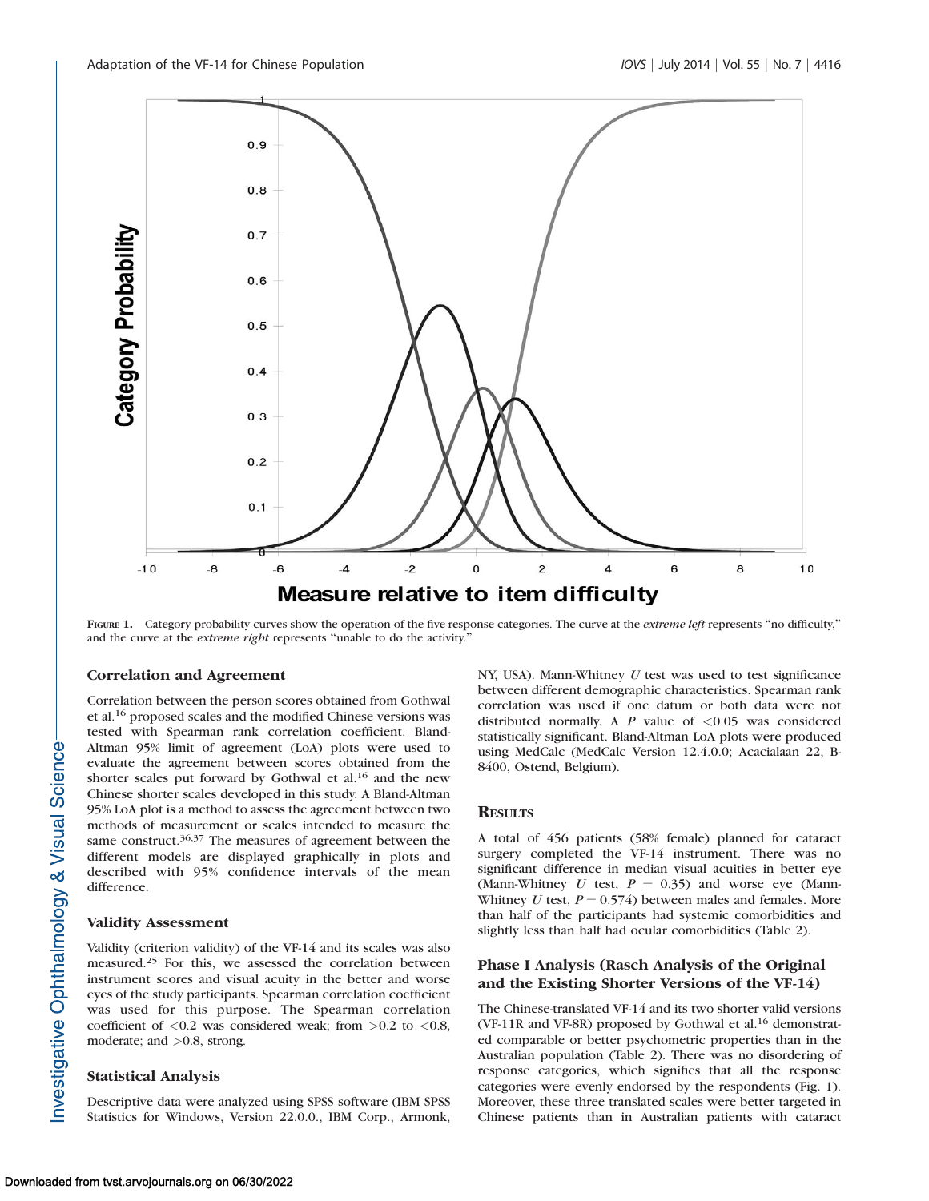FIGURE 1. Category probability curves show the operation of the five-response categories. The curve at the *extreme left* represents "no difficulty," and the curve at the *extreme right* represents "unable to do the activity."

### Correlation and Agreement

Correlation between the person scores obtained from Gothwal et al.[16] proposed scales and the modified Chinese versions was tested with Spearman rank correlation coefficient. Bland-Altman 95% limit of agreement (LoA) plots were used to evaluate the agreement between scores obtained from the shorter scales put forward by Gothwal et al.[16] and the new Chinese shorter scales developed in this study. A Bland-Altman 95% LoA plot is a method to assess the agreement between two methods of measurement or scales intended to measure the same construct.[36,37] The measures of agreement between the different models are displayed graphically in plots and described with 95% confidence intervals of the mean difference.

### Validity Assessment

Validity (criterion validity) of the VF-14 and its scales was also measured.[25] For this, we assessed the correlation between instrument scores and visual acuity in the better and worse eyes of the study participants. Spearman correlation coefficient was used for this purpose. The Spearman correlation coefficient of <0.2 was considered weak; from >0.2 to <0.8, moderate; and >0.8, strong.

### Statistical Analysis

Descriptive data were analyzed using SPSS software (IBM SPSS Statistics for Windows, Version 22.0.0., IBM Corp., Armonk, NY, USA). Mann-Whitney *U* test was used to test significance between different demographic characteristics. Spearman rank correlation was used if one datum or both data were not distributed normally. A *P* value of <0.05 was considered statistically significant. Bland-Altman LoA plots were produced using MedCalc (MedCalc Version 12.4.0.0; Acacialaan 22, B-8400, Ostend, Belgium).

## RESULTS

A total of 456 patients (58% female) planned for cataract surgery completed the VF-14 instrument. There was no significant difference in median visual acuities in better eye (Mann-Whitney *U* test, $P = 0.35$) and worse eye (Mann-Whitney *U* test, $P = 0.574$) between males and females. More than half of the participants had systemic comorbidities and slightly less than half had ocular comorbidities (Table 2).

### Phase I Analysis (Rasch Analysis of the Original and the Existing Shorter Versions of the VF-14)

The Chinese-translated VF-14 and its two shorter valid versions (VF-11R and VF-8R) proposed by Gothwal et al.[16] demonstrated comparable or better psychometric properties than in the Australian population (Table 2). There was no disordering of response categories, which signifies that all the response categories were evenly endorsed by the respondents (Fig. 1). Moreover, these three translated scales were better targeted in Chinese patients than in Australian patients with cataract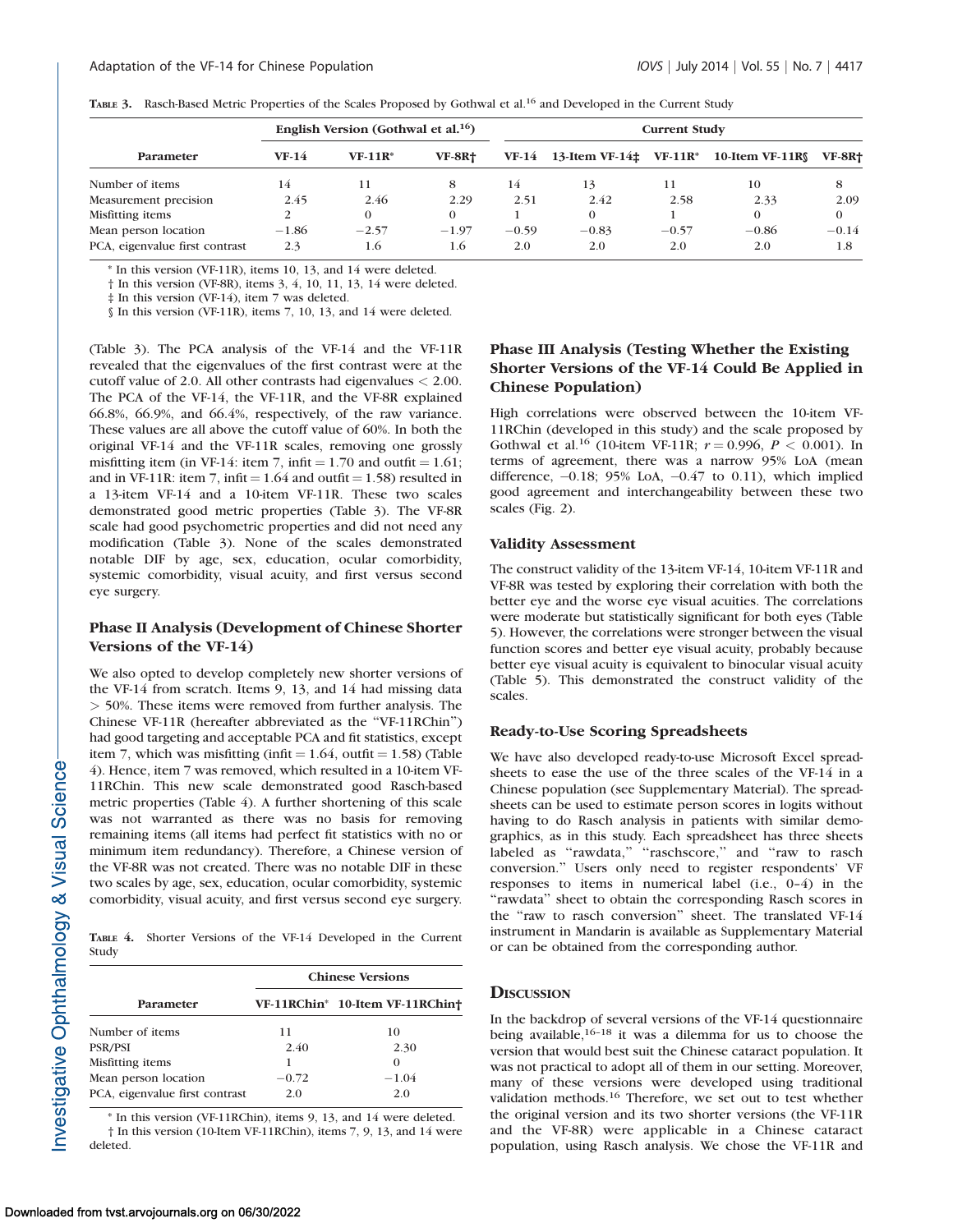**Table 3.** Rasch-Based Metric Properties of the Scales Proposed by Gothwal et al.[16] and Developed in the Current Study

| Parameter | English Version (Gothwal et al.[16]) | | | Current Study | | | | |
|---|---|---|---|---|---|---|---|---|
| | VF-14 | VF-11R* | VF-8R† | VF-14 | 13-Item VF-14‡ | VF-11R* | 10-Item VF-11R§ | VF-8R† |
| Number of items | 14 | 11 | 8 | 14 | 13 | 11 | 10 | 8 |
| Measurement precision | 2.45 | 2.46 | 2.29 | 2.51 | 2.42 | 2.58 | 2.33 | 2.09 |
| Misfitting items | 2 | 0 | 0 | 1 | 0 | 1 | 0 | 0 |
| Mean person location | −1.86 | −2.57 | −1.97 | −0.59 | −0.83 | −0.57 | −0.86 | −0.14 |
| PCA, eigenvalue first contrast | 2.3 | 1.6 | 1.6 | 2.0 | 2.0 | 2.0 | 2.0 | 1.8 |

\* In this version (VF-11R), items 10, 13, and 14 were deleted.
† In this version (VF-8R), items 3, 4, 10, 11, 13, 14 were deleted.
‡ In this version (VF-14), item 7 was deleted.
§ In this version (VF-11R), items 7, 10, 13, and 14 were deleted.

(Table 3). The PCA analysis of the VF-14 and the VF-11R revealed that the eigenvalues of the first contrast were at the cutoff value of 2.0. All other contrasts had eigenvalues < 2.00. The PCA of the VF-14, the VF-11R, and the VF-8R explained 66.8%, 66.9%, and 66.4%, respectively, of the raw variance. These values are all above the cutoff value of 60%. In both the original VF-14 and the VF-11R scales, removing one grossly misfitting item (in VF-14: item 7, infit = 1.70 and outfit = 1.61; and in VF-11R: item 7, infit = 1.64 and outfit = 1.58) resulted in a 13-item VF-14 and a 10-item VF-11R. These two scales demonstrated good metric properties (Table 3). The VF-8R scale had good psychometric properties and did not need any modification (Table 3). None of the scales demonstrated notable DIF by age, sex, education, ocular comorbidity, systemic comorbidity, visual acuity, and first versus second eye surgery.

### Phase II Analysis (Development of Chinese Shorter Versions of the VF-14)

We also opted to develop completely new shorter versions of the VF-14 from scratch. Items 9, 13, and 14 had missing data > 50%. These items were removed from further analysis. The Chinese VF-11R (hereafter abbreviated as the "VF-11RChin") had good targeting and acceptable PCA and fit statistics, except item 7, which was misfitting (infit = 1.64, outfit = 1.58) (Table 4). Hence, item 7 was removed, which resulted in a 10-item VF-11RChin. This new scale demonstrated good Rasch-based metric properties (Table 4). A further shortening of this scale was not warranted as there was no basis for removing remaining items (all items had perfect fit statistics with no or minimum item redundancy). Therefore, a Chinese version of the VF-8R was not created. There was no notable DIF in these two scales by age, sex, education, ocular comorbidity, systemic comorbidity, visual acuity, and first versus second eye surgery.

**Table 4.** Shorter Versions of the VF-14 Developed in the Current Study

| Parameter | Chinese Versions | |
|---|---|---|
| | VF-11RChin* | 10-Item VF-11RChin† |
| Number of items | 11 | 10 |
| PSR/PSI | 2.40 | 2.30 |
| Misfitting items | 1 | 0 |
| Mean person location | −0.72 | −1.04 |
| PCA, eigenvalue first contrast | 2.0 | 2.0 |

\* In this version (VF-11RChin), items 9, 13, and 14 were deleted.
† In this version (10-Item VF-11RChin), items 7, 9, 13, and 14 were deleted.

### Phase III Analysis (Testing Whether the Existing Shorter Versions of the VF-14 Could Be Applied in Chinese Population)

High correlations were observed between the 10-item VF-11RChin (developed in this study) and the scale proposed by Gothwal et al.[16] (10-item VF-11R; $r = 0.996$, $P < 0.001$). In terms of agreement, there was a narrow 95% LoA (mean difference, −0.18; 95% LoA, −0.47 to 0.11), which implied good agreement and interchangeability between these two scales (Fig. 2).

### Validity Assessment

The construct validity of the 13-item VF-14, 10-item VF-11R and VF-8R was tested by exploring their correlation with both the better eye and the worse eye visual acuities. The correlations were moderate but statistically significant for both eyes (Table 5). However, the correlations were stronger between the visual function scores and better eye visual acuity, probably because better eye visual acuity is equivalent to binocular visual acuity (Table 5). This demonstrated the construct validity of the scales.

### Ready-to-Use Scoring Spreadsheets

We have also developed ready-to-use Microsoft Excel spreadsheets to ease the use of the three scales of the VF-14 in a Chinese population (see Supplementary Material). The spreadsheets can be used to estimate person scores in logits without having to do Rasch analysis in patients with similar demographics, as in this study. Each spreadsheet has three sheets labeled as "rawdata," "raschscore," and "raw to rasch conversion." Users only need to register respondents' VF responses to items in numerical label (i.e., 0–4) in the "rawdata" sheet to obtain the corresponding Rasch scores in the "raw to rasch conversion" sheet. The translated VF-14 instrument in Mandarin is available as Supplementary Material or can be obtained from the corresponding author.

## Discussion

In the backdrop of several versions of the VF-14 questionnaire being available,[16–18] it was a dilemma for us to choose the version that would best suit the Chinese cataract population. It was not practical to adopt all of them in our setting. Moreover, many of these versions were developed using traditional validation methods.[16] Therefore, we set out to test whether the original version and its two shorter versions (the VF-11R and the VF-8R) were applicable in a Chinese cataract population, using Rasch analysis. We chose the VF-11R and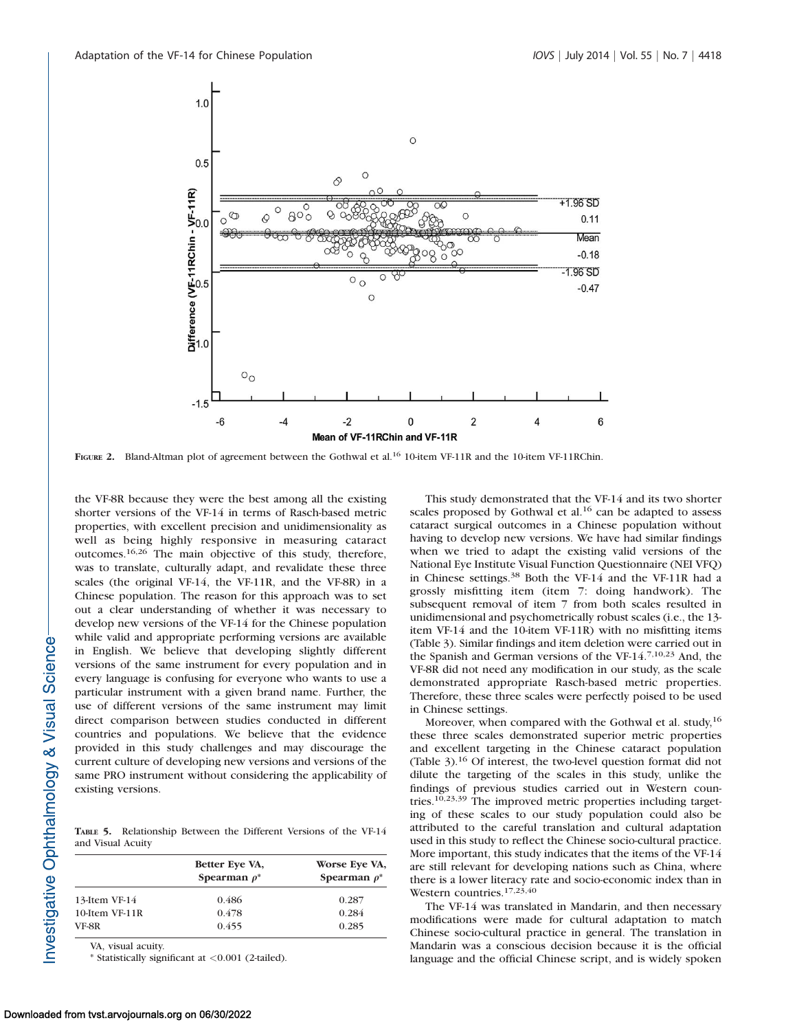FIGURE 2. Bland-Altman plot of agreement between the Gothwal et al.[16] 10-item VF-11R and the 10-item VF-11RChin.

the VF-8R because they were the best among all the existing shorter versions of the VF-14 in terms of Rasch-based metric properties, with excellent precision and unidimensionality as well as being highly responsive in measuring cataract outcomes.[16,26] The main objective of this study, therefore, was to translate, culturally adapt, and revalidate these three scales (the original VF-14, the VF-11R, and the VF-8R) in a Chinese population. The reason for this approach was to set out a clear understanding of whether it was necessary to develop new versions of the VF-14 for the Chinese population while valid and appropriate performing versions are available in English. We believe that developing slightly different versions of the same instrument for every population and in every language is confusing for everyone who wants to use a particular instrument with a given brand name. Further, the use of different versions of the same instrument may limit direct comparison between studies conducted in different countries and populations. We believe that the evidence provided in this study challenges and may discourage the current culture of developing new versions and versions of the same PRO instrument without considering the applicability of existing versions.

TABLE 5. Relationship Between the Different Versions of the VF-14 and Visual Acuity

| | Better Eye VA, Spearman $\rho$* | Worse Eye VA, Spearman $\rho$* |
|---|---|---|
| 13-Item VF-14 | 0.486 | 0.287 |
| 10-Item VF-11R | 0.478 | 0.284 |
| VF-8R | 0.455 | 0.285 |

VA, visual acuity.

\* Statistically significant at <0.001 (2-tailed).

This study demonstrated that the VF-14 and its two shorter scales proposed by Gothwal et al.[16] can be adapted to assess cataract surgical outcomes in a Chinese population without having to develop new versions. We have had similar findings when we tried to adapt the existing valid versions of the National Eye Institute Visual Function Questionnaire (NEI VFQ) in Chinese settings.[38] Both the VF-14 and the VF-11R had a grossly misfitting item (item 7: doing handwork). The subsequent removal of item 7 from both scales resulted in unidimensional and psychometrically robust scales (i.e., the 13-item VF-14 and the 10-item VF-11R) with no misfitting items (Table 3). Similar findings and item deletion were carried out in the Spanish and German versions of the VF-14.[7,10,23] And, the VF-8R did not need any modification in our study, as the scale demonstrated appropriate Rasch-based metric properties. Therefore, these three scales were perfectly poised to be used in Chinese settings.

Moreover, when compared with the Gothwal et al. study,[16] these three scales demonstrated superior metric properties and excellent targeting in the Chinese cataract population (Table 3).[16] Of interest, the two-level question format did not dilute the targeting of the scales in this study, unlike the findings of previous studies carried out in Western countries.[10,23,39] The improved metric properties including targeting of these scales to our study population could also be attributed to the careful translation and cultural adaptation used in this study to reflect the Chinese socio-cultural practice. More important, this study indicates that the items of the VF-14 are still relevant for developing nations such as China, where there is a lower literacy rate and socio-economic index than in Western countries.[17,23,40]

The VF-14 was translated in Mandarin, and then necessary modifications were made for cultural adaptation to match Chinese socio-cultural practice in general. The translation in Mandarin was a conscious decision because it is the official language and the official Chinese script, and is widely spoken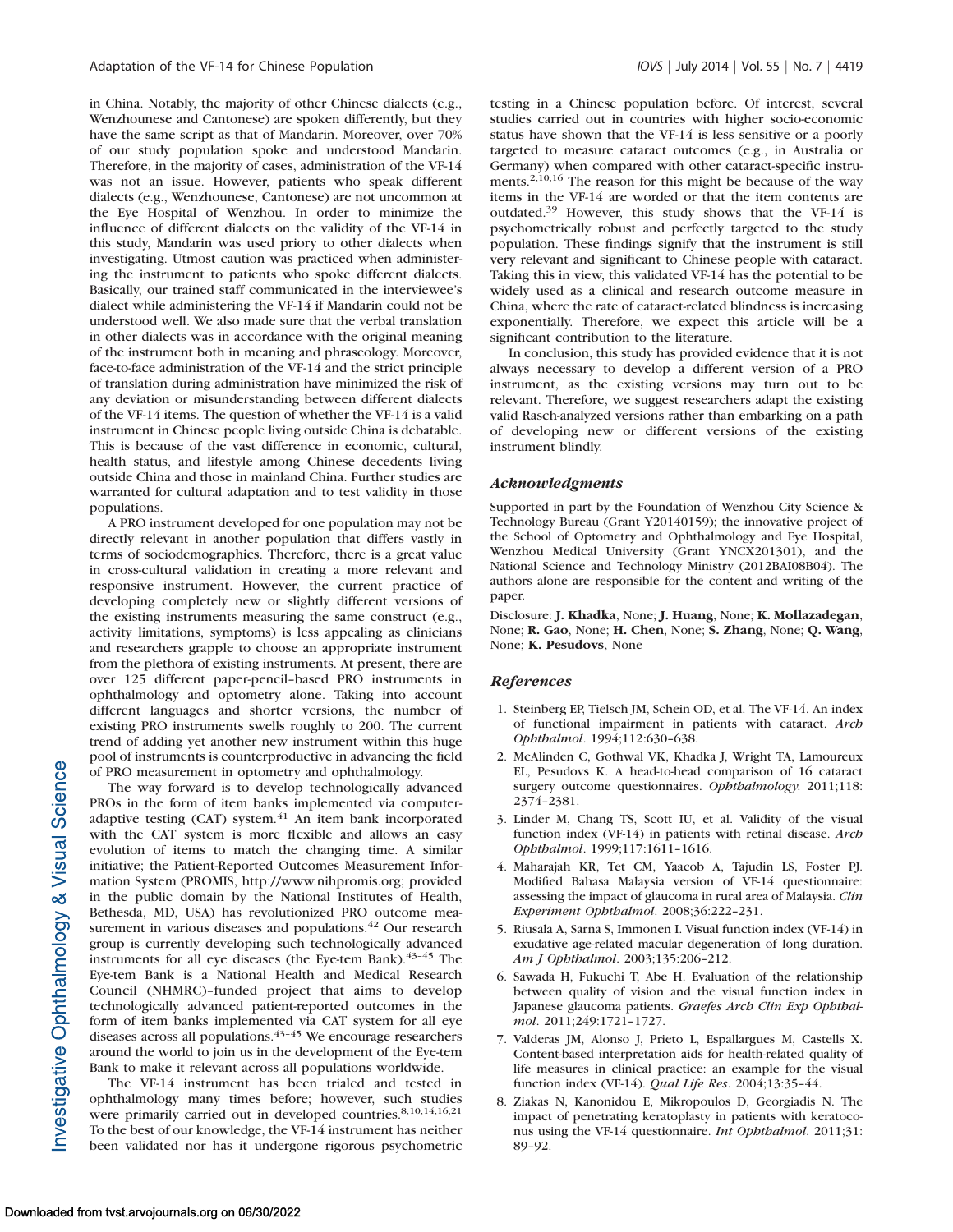in China. Notably, the majority of other Chinese dialects (e.g., Wenzhounese and Cantonese) are spoken differently, but they have the same script as that of Mandarin. Moreover, over 70% of our study population spoke and understood Mandarin. Therefore, in the majority of cases, administration of the VF-14 was not an issue. However, patients who speak different dialects (e.g., Wenzhounese, Cantonese) are not uncommon at the Eye Hospital of Wenzhou. In order to minimize the influence of different dialects on the validity of the VF-14 in this study, Mandarin was used priory to other dialects when investigating. Utmost caution was practiced when administering the instrument to patients who spoke different dialects. Basically, our trained staff communicated in the interviewee's dialect while administering the VF-14 if Mandarin could not be understood well. We also made sure that the verbal translation in other dialects was in accordance with the original meaning of the instrument both in meaning and phraseology. Moreover, face-to-face administration of the VF-14 and the strict principle of translation during administration have minimized the risk of any deviation or misunderstanding between different dialects of the VF-14 items. The question of whether the VF-14 is a valid instrument in Chinese people living outside China is debatable. This is because of the vast difference in economic, cultural, health status, and lifestyle among Chinese decedents living outside China and those in mainland China. Further studies are warranted for cultural adaptation and to test validity in those populations.

A PRO instrument developed for one population may not be directly relevant in another population that differs vastly in terms of sociodemographics. Therefore, there is a great value in cross-cultural validation in creating a more relevant and responsive instrument. However, the current practice of developing completely new or slightly different versions of the existing instruments measuring the same construct (e.g., activity limitations, symptoms) is less appealing as clinicians and researchers grapple to choose an appropriate instrument from the plethora of existing instruments. At present, there are over 125 different paper-pencil–based PRO instruments in ophthalmology and optometry alone. Taking into account different languages and shorter versions, the number of existing PRO instruments swells roughly to 200. The current trend of adding yet another new instrument within this huge pool of instruments is counterproductive in advancing the field of PRO measurement in optometry and ophthalmology.

The way forward is to develop technologically advanced PROs in the form of item banks implemented via computer-adaptive testing (CAT) system.[41] An item bank incorporated with the CAT system is more flexible and allows an easy evolution of items to match the changing time. A similar initiative; the Patient-Reported Outcomes Measurement Information System (PROMIS, http://www.nihpromis.org; provided in the public domain by the National Institutes of Health, Bethesda, MD, USA) has revolutionized PRO outcome measurement in various diseases and populations.[42] Our research group is currently developing such technologically advanced instruments for all eye diseases (the Eye-tem Bank).[43–45] The Eye-tem Bank is a National Health and Medical Research Council (NHMRC)–funded project that aims to develop technologically advanced patient-reported outcomes in the form of item banks implemented via CAT system for all eye diseases across all populations.[43–45] We encourage researchers around the world to join us in the development of the Eye-tem Bank to make it relevant across all populations worldwide.

The VF-14 instrument has been trialed and tested in ophthalmology many times before; however, such studies were primarily carried out in developed countries.[8,10,14,16,21] To the best of our knowledge, the VF-14 instrument has neither been validated nor has it undergone rigorous psychometric testing in a Chinese population before. Of interest, several studies carried out in countries with higher socio-economic status have shown that the VF-14 is less sensitive or a poorly targeted to measure cataract outcomes (e.g., in Australia or Germany) when compared with other cataract-specific instruments.[2,10,16] The reason for this might be because of the way items in the VF-14 are worded or that the item contents are outdated.[39] However, this study shows that the VF-14 is psychometrically robust and perfectly targeted to the study population. These findings signify that the instrument is still very relevant and significant to Chinese people with cataract. Taking this in view, this validated VF-14 has the potential to be widely used as a clinical and research outcome measure in China, where the rate of cataract-related blindness is increasing exponentially. Therefore, we expect this article will be a significant contribution to the literature.

In conclusion, this study has provided evidence that it is not always necessary to develop a different version of a PRO instrument, as the existing versions may turn out to be relevant. Therefore, we suggest researchers adapt the existing valid Rasch-analyzed versions rather than embarking on a path of developing new or different versions of the existing instrument blindly.

## *Acknowledgments*

Supported in part by the Foundation of Wenzhou City Science & Technology Bureau (Grant Y20140159); the innovative project of the School of Optometry and Ophthalmology and Eye Hospital, Wenzhou Medical University (Grant YNCX201301), and the National Science and Technology Ministry (2012BAI08B04). The authors alone are responsible for the content and writing of the paper.

Disclosure: **J. Khadka**, None; **J. Huang**, None; **K. Mollazadegan**, None; **R. Gao**, None; **H. Chen**, None; **S. Zhang**, None; **Q. Wang**, None; **K. Pesudovs**, None

## *References*

1. Steinberg EP, Tielsch JM, Schein OD, et al. The VF-14. An index of functional impairment in patients with cataract. *Arch Ophthalmol*. 1994;112:630–638.
2. McAlinden C, Gothwal VK, Khadka J, Wright TA, Lamoureux EL, Pesudovs K. A head-to-head comparison of 16 cataract surgery outcome questionnaires. *Ophthalmology.* 2011;118: 2374–2381.
3. Linder M, Chang TS, Scott IU, et al. Validity of the visual function index (VF-14) in patients with retinal disease. *Arch Ophthalmol*. 1999;117:1611–1616.
4. Maharajah KR, Tet CM, Yaacob A, Tajudin LS, Foster PJ. Modified Bahasa Malaysia version of VF-14 questionnaire: assessing the impact of glaucoma in rural area of Malaysia. *Clin Experiment Ophthalmol*. 2008;36:222–231.
5. Riusala A, Sarna S, Immonen I. Visual function index (VF-14) in exudative age-related macular degeneration of long duration. *Am J Ophthalmol*. 2003;135:206–212.
6. Sawada H, Fukuchi T, Abe H. Evaluation of the relationship between quality of vision and the visual function index in Japanese glaucoma patients. *Graefes Arch Clin Exp Ophthalmol*. 2011;249:1721–1727.
7. Valderas JM, Alonso J, Prieto L, Espallargues M, Castells X. Content-based interpretation aids for health-related quality of life measures in clinical practice: an example for the visual function index (VF-14). *Qual Life Res*. 2004;13:35–44.
8. Ziakas N, Kanonidou E, Mikropoulos D, Georgiadis N. The impact of penetrating keratoplasty in patients with keratoconus using the VF-14 questionnaire. *Int Ophthalmol*. 2011;31: 89–92.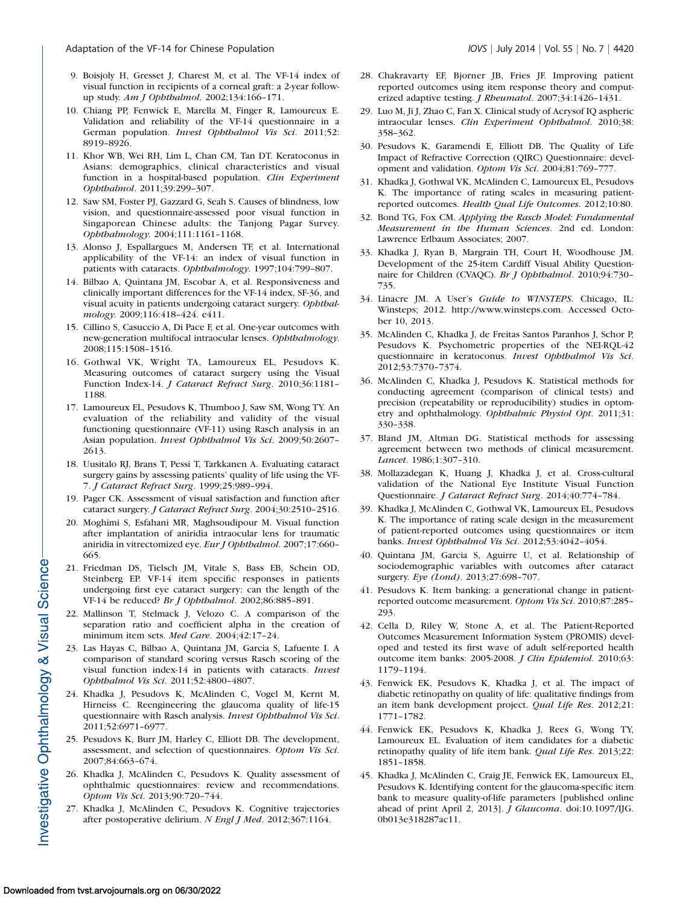9. Boisjoly H, Gresset J, Charest M, et al. The VF-14 index of visual function in recipients of a corneal graft: a 2-year follow-up study. *Am J Ophthalmol*. 2002;134:166–171.
10. Chiang PP, Fenwick E, Marella M, Finger R, Lamoureux E. Validation and reliability of the VF-14 questionnaire in a German population. *Invest Ophthalmol Vis Sci*. 2011;52:8919–8926.
11. Khor WB, Wei RH, Lim L, Chan CM, Tan DT. Keratoconus in Asians: demographics, clinical characteristics and visual function in a hospital-based population. *Clin Experiment Ophthalmol*. 2011;39:299–307.
12. Saw SM, Foster PJ, Gazzard G, Seah S. Causes of blindness, low vision, and questionnaire-assessed poor visual function in Singaporean Chinese adults: the Tanjong Pagar Survey. *Ophthalmology*. 2004;111:1161–1168.
13. Alonso J, Espallargues M, Andersen TF, et al. International applicability of the VF-14: an index of visual function in patients with cataracts. *Ophthalmology*. 1997;104:799–807.
14. Bilbao A, Quintana JM, Escobar A, et al. Responsiveness and clinically important differences for the VF-14 index, SF-36, and visual acuity in patients undergoing cataract surgery. *Ophthalmology*. 2009;116:418–424. e411.
15. Cillino S, Casuccio A, Di Pace F, et al. One-year outcomes with new-generation multifocal intraocular lenses. *Ophthalmology*. 2008;115:1508–1516.
16. Gothwal VK, Wright TA, Lamoureux EL, Pesudovs K. Measuring outcomes of cataract surgery using the Visual Function Index-14. *J Cataract Refract Surg*. 2010;36:1181–1188.
17. Lamoureux EL, Pesudovs K, Thumboo J, Saw SM, Wong TY. An evaluation of the reliability and validity of the visual functioning questionnaire (VF-11) using Rasch analysis in an Asian population. *Invest Ophthalmol Vis Sci*. 2009;50:2607–2613.
18. Uusitalo RJ, Brans T, Pessi T, Tarkkanen A. Evaluating cataract surgery gains by assessing patients' quality of life using the VF-7. *J Cataract Refract Surg*. 1999;25:989–994.
19. Pager CK. Assessment of visual satisfaction and function after cataract surgery. *J Cataract Refract Surg*. 2004;30:2510–2516.
20. Moghimi S, Esfahani MR, Maghsoudipour M. Visual function after implantation of aniridia intraocular lens for traumatic aniridia in vitrectomized eye. *Eur J Ophthalmol*. 2007;17:660–665.
21. Friedman DS, Tielsch JM, Vitale S, Bass EB, Schein OD, Steinberg EP. VF-14 item specific responses in patients undergoing first eye cataract surgery: can the length of the VF-14 be reduced? *Br J Ophthalmol*. 2002;86:885–891.
22. Mallinson T, Stelmack J, Velozo C. A comparison of the separation ratio and coefficient alpha in the creation of minimum item sets. *Med Care*. 2004;42:17–24.
23. Las Hayas C, Bilbao A, Quintana JM, Garcia S, Lafuente I. A comparison of standard scoring versus Rasch scoring of the visual function index-14 in patients with cataracts. *Invest Ophthalmol Vis Sci*. 2011;52:4800–4807.
24. Khadka J, Pesudovs K, McAlinden C, Vogel M, Kernt M, Hirneiss C. Reengineering the glaucoma quality of life-15 questionnaire with Rasch analysis. *Invest Ophthalmol Vis Sci*. 2011;52:6971–6977.
25. Pesudovs K, Burr JM, Harley C, Elliott DB. The development, assessment, and selection of questionnaires. *Optom Vis Sci*. 2007;84:663–674.
26. Khadka J, McAlinden C, Pesudovs K. Quality assessment of ophthalmic questionnaires: review and recommendations. *Optom Vis Sci*. 2013;90:720–744.
27. Khadka J, McAlinden C, Pesudovs K. Cognitive trajectories after postoperative delirium. *N Engl J Med*. 2012;367:1164.
28. Chakravarty EF, Bjorner JB, Fries JF. Improving patient reported outcomes using item response theory and computerized adaptive testing. *J Rheumatol*. 2007;34:1426–1431.
29. Luo M, Ji J, Zhao C, Fan X. Clinical study of Acrysof IQ aspheric intraocular lenses. *Clin Experiment Ophthalmol*. 2010;38:358–362.
30. Pesudovs K, Garamendi E, Elliott DB. The Quality of Life Impact of Refractive Correction (QIRC) Questionnaire: development and validation. *Optom Vis Sci*. 2004;81:769–777.
31. Khadka J, Gothwal VK, McAlinden C, Lamoureux EL, Pesudovs K. The importance of rating scales in measuring patient-reported outcomes. *Health Qual Life Outcomes*. 2012;10:80.
32. Bond TG, Fox CM. *Applying the Rasch Model: Fundamental Measurement in the Human Sciences*. 2nd ed. London: Lawrence Erlbaum Associates; 2007.
33. Khadka J, Ryan B, Margrain TH, Court H, Woodhouse JM. Development of the 25-item Cardiff Visual Ability Questionnaire for Children (CVAQC). *Br J Ophthalmol*. 2010;94:730–735.
34. Linacre JM. A User's *Guide to WINSTEPS*. Chicago, IL: Winsteps; 2012. http://www.winsteps.com. Accessed October 10, 2013.
35. McAlinden C, Khadka J, de Freitas Santos Paranhos J, Schor P, Pesudovs K. Psychometric properties of the NEI-RQL-42 questionnaire in keratoconus. *Invest Ophthalmol Vis Sci*. 2012;53:7370–7374.
36. McAlinden C, Khadka J, Pesudovs K. Statistical methods for conducting agreement (comparison of clinical tests) and precision (repeatability or reproducibility) studies in optometry and ophthalmology. *Ophthalmic Physiol Opt*. 2011;31:330–338.
37. Bland JM, Altman DG. Statistical methods for assessing agreement between two methods of clinical measurement. *Lancet*. 1986;1:307–310.
38. Mollazadegan K, Huang J, Khadka J, et al. Cross-cultural validation of the National Eye Institute Visual Function Questionnaire. *J Cataract Refract Surg*. 2014;40:774–784.
39. Khadka J, McAlinden C, Gothwal VK, Lamoureux EL, Pesudovs K. The importance of rating scale design in the measurement of patient-reported outcomes using questionnaires or item banks. *Invest Ophthalmol Vis Sci*. 2012;53:4042–4054.
40. Quintana JM, Garcia S, Aguirre U, et al. Relationship of sociodemographic variables with outcomes after cataract surgery. *Eye (Lond)*. 2013;27:698–707.
41. Pesudovs K. Item banking: a generational change in patient-reported outcome measurement. *Optom Vis Sci*. 2010;87:285–293.
42. Cella D, Riley W, Stone A, et al. The Patient-Reported Outcomes Measurement Information System (PROMIS) developed and tested its first wave of adult self-reported health outcome item banks: 2005-2008. *J Clin Epidemiol*. 2010;63:1179–1194.
43. Fenwick EK, Pesudovs K, Khadka J, et al. The impact of diabetic retinopathy on quality of life: qualitative findings from an item bank development project. *Qual Life Res*. 2012;21:1771–1782.
44. Fenwick EK, Pesudovs K, Khadka J, Rees G, Wong TY, Lamoureux EL. Evaluation of item candidates for a diabetic retinopathy quality of life item bank. *Qual Life Res*. 2013;22:1851–1858.
45. Khadka J, McAlinden C, Craig JE, Fenwick EK, Lamoureux EL, Pesudovs K. Identifying content for the glaucoma-specific item bank to measure quality-of-life parameters [published online ahead of print April 2, 2013]. *J Glaucoma*. doi:10.1097/IJG.0b013e318287ac11.